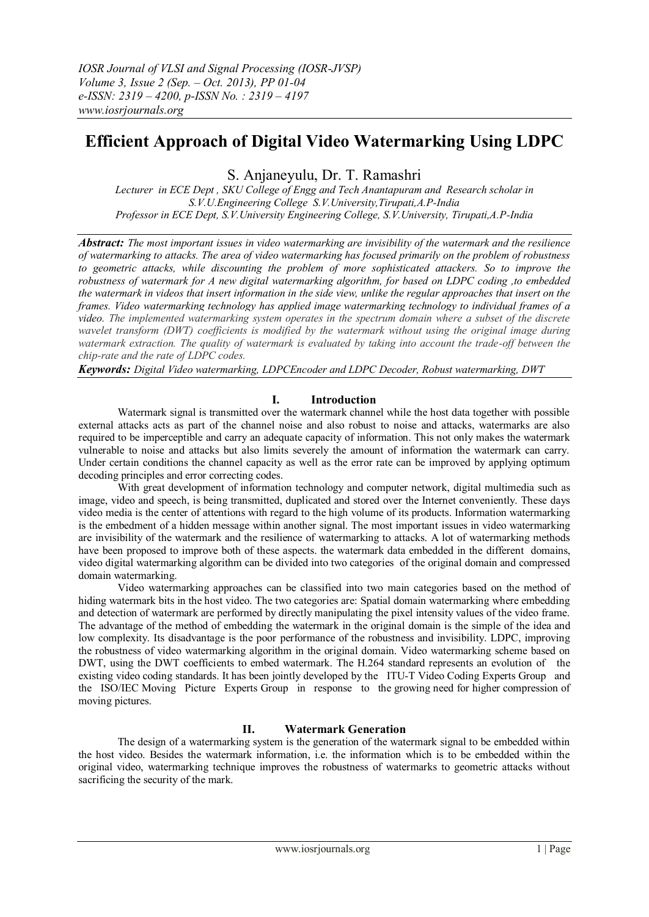# Efficient Approach of Digital Video Watermarking Using LDPC

S. Anjaneyulu, Dr. T. Ramashri

*Lecturer in ECE Dept , SKU College of Engg and Tech Anantapuram and Research scholar in S.V.U.Engineering College S.V.University,Tirupati,A.P-India*
*Professor in ECE Dept, S.V.University Engineering College, S.V.University, Tirupati,A.P-India*

***Abstract:*** *The most important issues in video watermarking are invisibility of the watermark and the resilience of watermarking to attacks. The area of video watermarking has focused primarily on the problem of robustness to geometric attacks, while discounting the problem of more sophisticated attackers. So to improve the robustness of watermark for A new digital watermarking algorithm, for based on LDPC coding ,to embedded the watermark in videos that insert information in the side view, unlike the regular approaches that insert on the frames. Video watermarking technology has applied image watermarking technology to individual frames of a video. The implemented watermarking system operates in the spectrum domain where a subset of the discrete wavelet transform (DWT) coefficients is modified by the watermark without using the original image during watermark extraction. The quality of watermark is evaluated by taking into account the trade-off between the chip-rate and the rate of LDPC codes.*

***Keywords:*** *Digital Video watermarking, LDPCEncoder and LDPC Decoder, Robust watermarking, DWT*

## I. Introduction

Watermark signal is transmitted over the watermark channel while the host data together with possible external attacks acts as part of the channel noise and also robust to noise and attacks, watermarks are also required to be imperceptible and carry an adequate capacity of information. This not only makes the watermark vulnerable to noise and attacks but also limits severely the amount of information the watermark can carry. Under certain conditions the channel capacity as well as the error rate can be improved by applying optimum decoding principles and error correcting codes.

With great development of information technology and computer network, digital multimedia such as image, video and speech, is being transmitted, duplicated and stored over the Internet conveniently. These days video media is the center of attentions with regard to the high volume of its products. Information watermarking is the embedment of a hidden message within another signal. The most important issues in video watermarking are invisibility of the watermark and the resilience of watermarking to attacks. A lot of watermarking methods have been proposed to improve both of these aspects. the watermark data embedded in the different domains, video digital watermarking algorithm can be divided into two categories of the original domain and compressed domain watermarking.

Video watermarking approaches can be classified into two main categories based on the method of hiding watermark bits in the host video. The two categories are: Spatial domain watermarking where embedding and detection of watermark are performed by directly manipulating the pixel intensity values of the video frame. The advantage of the method of embedding the watermark in the original domain is the simple of the idea and low complexity. Its disadvantage is the poor performance of the robustness and invisibility. LDPC, improving the robustness of video watermarking algorithm in the original domain. Video watermarking scheme based on DWT, using the DWT coefficients to embed watermark. The H.264 standard represents an evolution of the existing video coding standards. It has been jointly developed by the ITU-T Video Coding Experts Group and the ISO/IEC Moving Picture Experts Group in response to the growing need for higher compression of moving pictures.

## II. Watermark Generation

The design of a watermarking system is the generation of the watermark signal to be embedded within the host video. Besides the watermark information, i.e. the information which is to be embedded within the original video, watermarking technique improves the robustness of watermarks to geometric attacks without sacrificing the security of the mark.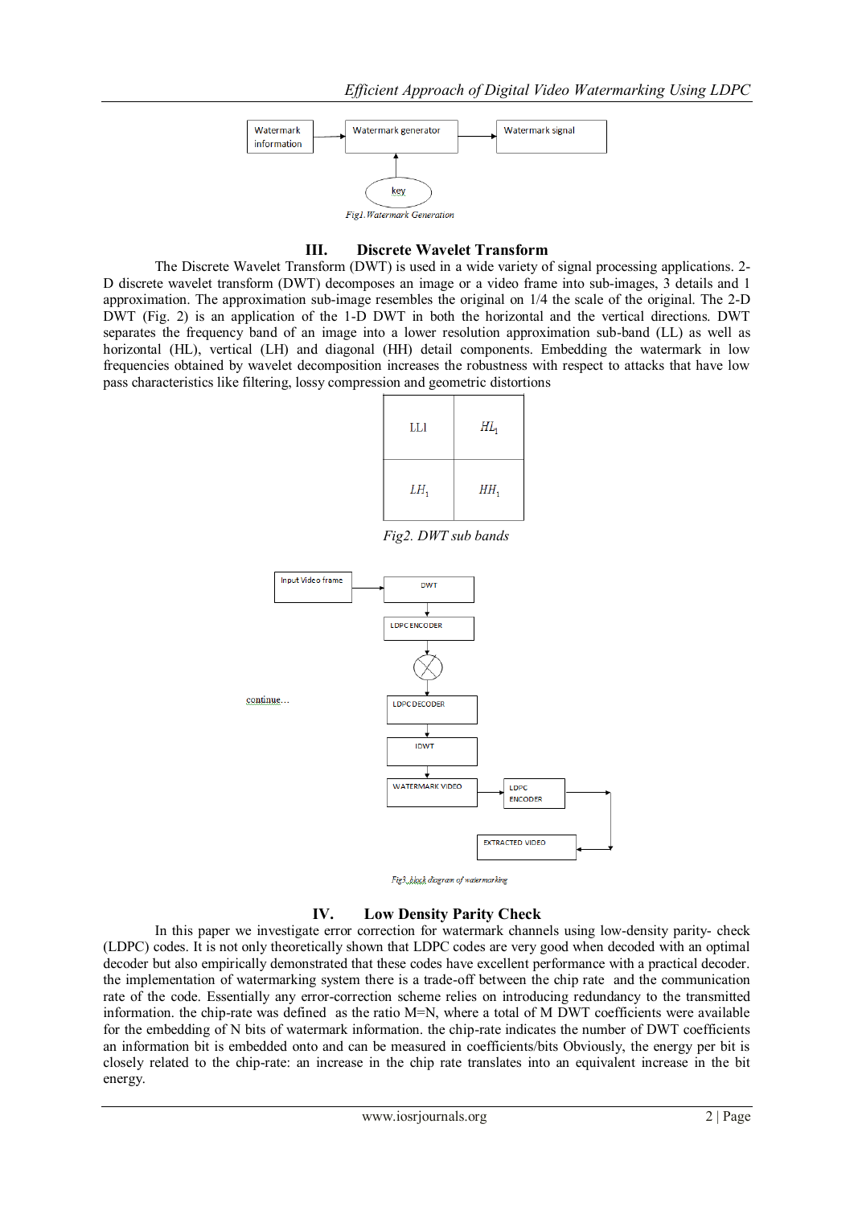Watermark information

Watermark generator

Watermark signal

key

*Fig1. Watermark Generation*

## III. Discrete Wavelet Transform

The Discrete Wavelet Transform (DWT) is used in a wide variety of signal processing applications. 2-D discrete wavelet transform (DWT) decomposes an image or a video frame into sub-images, 3 details and 1 approximation. The approximation sub-image resembles the original on 1/4 the scale of the original. The 2-D DWT (Fig. 2) is an application of the 1-D DWT in both the horizontal and the vertical directions. DWT separates the frequency band of an image into a lower resolution approximation sub-band (LL) as well as horizontal (HL), vertical (LH) and diagonal (HH) detail components. Embedding the watermark in low frequencies obtained by wavelet decomposition increases the robustness with respect to attacks that have low pass characteristics like filtering, lossy compression and geometric distortions

| | |
|---|---|
| LL1 | $HL_1$ |
| $LH_1$ | $HH_1$ |

*Fig2. DWT sub bands*

Input Video frame

DWT

LDPC ENCODER

LDPC DECODER

IDWT

WATERMARK VIDEO

LDPC ENCODER

EXTRACTED VIDEO

continue…

*Fig3. block diagram of watermarking*

## IV. Low Density Parity Check

In this paper we investigate error correction for watermark channels using low-density parity- check (LDPC) codes. It is not only theoretically shown that LDPC codes are very good when decoded with an optimal decoder but also empirically demonstrated that these codes have excellent performance with a practical decoder. the implementation of watermarking system there is a trade-off between the chip rate and the communication rate of the code. Essentially any error-correction scheme relies on introducing redundancy to the transmitted information. the chip-rate was defined as the ratio M=N, where a total of M DWT coefficients were available for the embedding of N bits of watermark information. the chip-rate indicates the number of DWT coefficients an information bit is embedded onto and can be measured in coefficients/bits Obviously, the energy per bit is closely related to the chip-rate: an increase in the chip rate translates into an equivalent increase in the bit energy.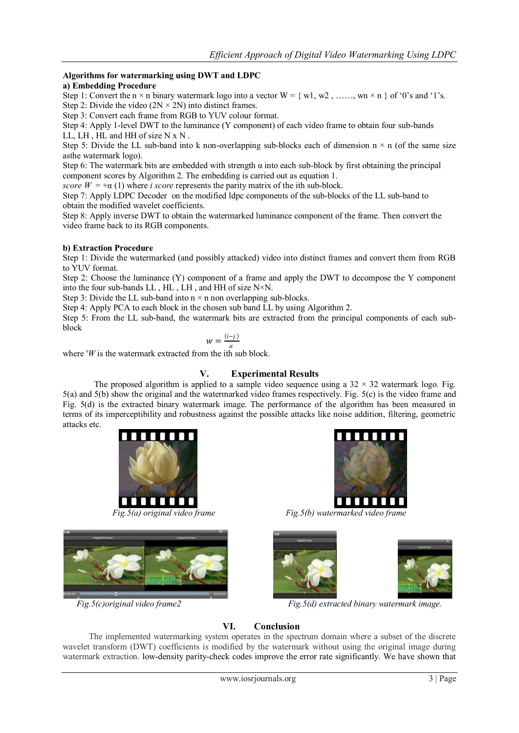### Algorithms for watermarking using DWT and LDPC

**a) Embedding Procedure**

Step 1: Convert the $n \times n$ binary watermark logo into a vector $W = \{ w1, w2, \ldots\ldots, wn \times n \}$ of '0's and '1's.
Step 2: Divide the video ($2N \times 2N$) into distinct frames.
Step 3: Convert each frame from RGB to YUV colour format.
Step 4: Apply 1-level DWT to the luminance (Y component) of each video frame to obtain four sub-bands LL, LH, HL and HH of size N x N.
Step 5: Divide the LL sub-band into k non-overlapping sub-blocks each of dimension $n \times n$ (of the same size asthe watermark logo).
Step 6: The watermark bits are embedded with strength α into each sub-block by first obtaining the principal component scores by Algorithm 2. The embedding is carried out as equation 1.
*score W* = +α (1) where *i score* represents the parity matrix of the ith sub-block.
Step 7: Apply LDPC Decoder on the modified ldpc components of the sub-blocks of the LL sub-band to obtain the modified wavelet coefficients.
Step 8: Apply inverse DWT to obtain the watermarked luminance component of the frame. Then convert the video frame back to its RGB components.

**b) Extraction Procedure**

Step 1: Divide the watermarked (and possibly attacked) video into distinct frames and convert them from RGB to YUV format.
Step 2: Choose the luminance (Y) component of a frame and apply the DWT to decompose the Y component into the four sub-bands LL, HL, LH, and HH of size N×N.
Step 3: Divide the LL sub-band into $n \times n$ non overlapping sub-blocks.
Step 4: Apply PCA to each block in the chosen sub band LL by using Algorithm 2.
Step 5: From the LL sub-band, the watermark bits are extracted from the principal components of each sub-block

$$w = \frac{(i-j)}{\alpha}$$

where '*W* is the watermark extracted from the ith sub block.

## V. Experimental Results

The proposed algorithm is applied to a sample video sequence using a $32 \times 32$ watermark logo. Fig. 5(a) and 5(b) show the original and the watermarked video frames respectively. Fig. 5(c) is the video frame and Fig. 5(d) is the extracted binary watermark image. The performance of the algorithm has been measured in terms of its imperceptibility and robustness against the possible attacks like noise addition, filtering, geometric attacks etc.

*Fig.5(a) original video frame*

*Fig.5(b) watermarked video frame*

*Fig.5(c)original video frame2*

*Fig.5(d) extracted binary watermark image.*

## VI. Conclusion

The implemented watermarking system operates in the spectrum domain where a subset of the discrete wavelet transform (DWT) coefficients is modified by the watermark without using the original image during watermark extraction. low-density parity-check codes improve the error rate significantly. We have shown that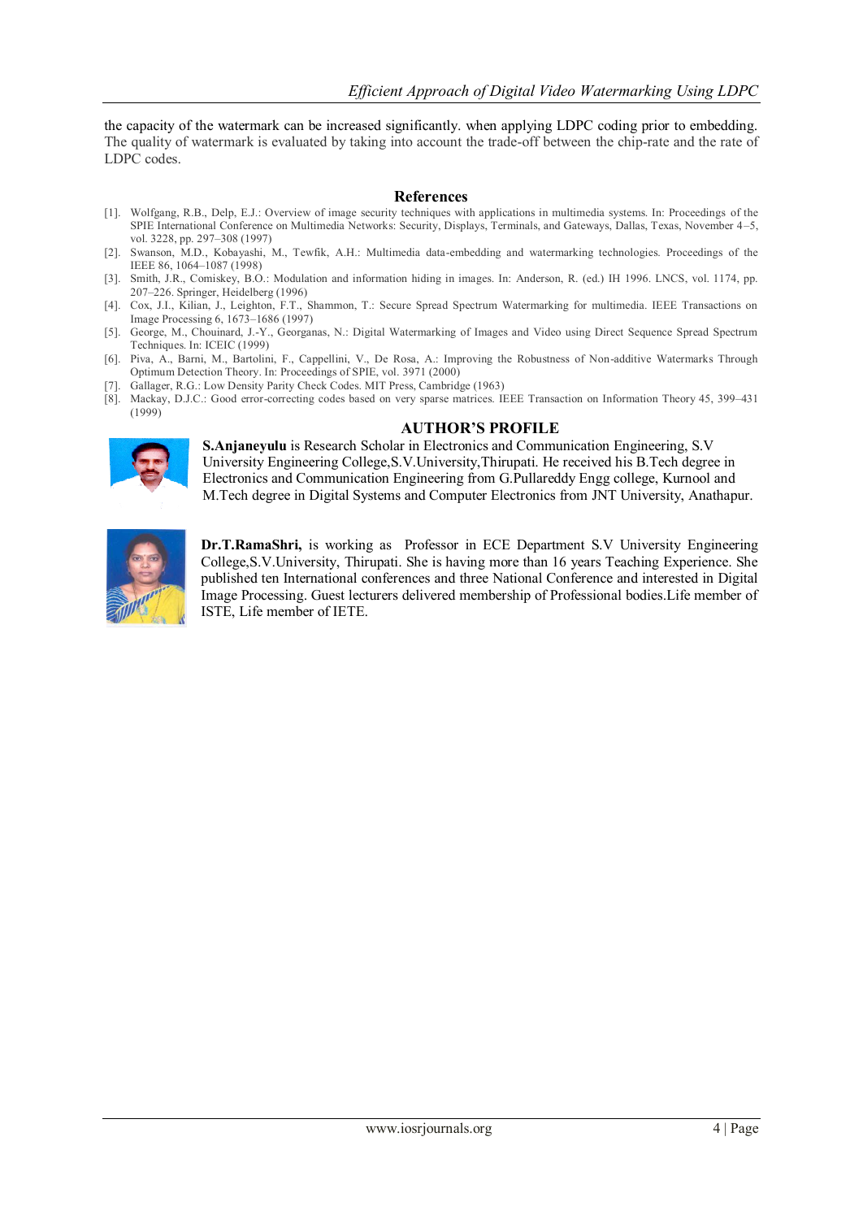the capacity of the watermark can be increased significantly. when applying LDPC coding prior to embedding. The quality of watermark is evaluated by taking into account the trade-off between the chip-rate and the rate of LDPC codes.

## References

[1]. Wolfgang, R.B., Delp, E.J.: Overview of image security techniques with applications in multimedia systems. In: Proceedings of the SPIE International Conference on Multimedia Networks: Security, Displays, Terminals, and Gateways, Dallas, Texas, November 4–5, vol. 3228, pp. 297–308 (1997)

[2]. Swanson, M.D., Kobayashi, M., Tewfik, A.H.: Multimedia data-embedding and watermarking technologies. Proceedings of the IEEE 86, 1064–1087 (1998)

[3]. Smith, J.R., Comiskey, B.O.: Modulation and information hiding in images. In: Anderson, R. (ed.) IH 1996. LNCS, vol. 1174, pp. 207–226. Springer, Heidelberg (1996)

[4]. Cox, J.I., Kilian, J., Leighton, F.T., Shammon, T.: Secure Spread Spectrum Watermarking for multimedia. IEEE Transactions on Image Processing 6, 1673–1686 (1997)

[5]. George, M., Chouinard, J.-Y., Georganas, N.: Digital Watermarking of Images and Video using Direct Sequence Spread Spectrum Techniques. In: ICEIC (1999)

[6]. Piva, A., Barni, M., Bartolini, F., Cappellini, V., De Rosa, A.: Improving the Robustness of Non-additive Watermarks Through Optimum Detection Theory. In: Proceedings of SPIE, vol. 3971 (2000)

[7]. Gallager, R.G.: Low Density Parity Check Codes. MIT Press, Cambridge (1963)

[8]. Mackay, D.J.C.: Good error-correcting codes based on very sparse matrices. IEEE Transaction on Information Theory 45, 399–431 (1999)

## AUTHOR'S PROFILE

**S.Anjaneyulu** is Research Scholar in Electronics and Communication Engineering, S.V University Engineering College,S.V.University,Thirupati. He received his B.Tech degree in Electronics and Communication Engineering from G.Pullareddy Engg college, Kurnool and M.Tech degree in Digital Systems and Computer Electronics from JNT University, Anathapur.

**Dr.T.RamaShri,** is working as Professor in ECE Department S.V University Engineering College,S.V.University, Thirupati. She is having more than 16 years Teaching Experience. She published ten International conferences and three National Conference and interested in Digital Image Processing. Guest lecturers delivered membership of Professional bodies.Life member of ISTE, Life member of IETE.